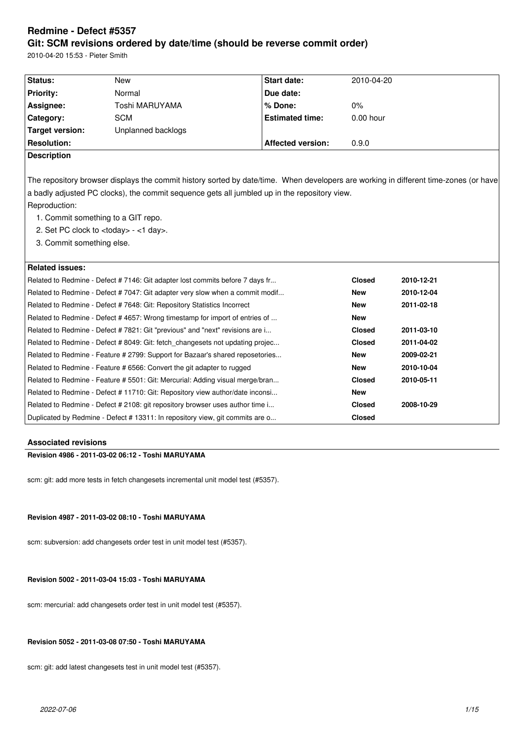# Redmine - Defect #5357

## Git: SCM revisions ordered by date/time (should be reverse commit order)

2010-04-20 15:53 - Pieter Smith

| Status: | New | Start date: | 2010-04-20 |
|---|---|---|---|
| Priority: | Normal | Due date: | |
| Assignee: | Toshi MARUYAMA | % Done: | 0% |
| Category: | SCM | Estimated time: | 0.00 hour |
| Target version: | Unplanned backlogs | | |
| Resolution: | | Affected version: | 0.9.0 |

**Description**

The repository browser displays the commit history sorted by date/time. When developers are working in different time-zones (or have a badly adjusted PC clocks), the commit sequence gets all jumbled up in the repository view.

Reproduction:

1. Commit something to a GIT repo.
2. Set PC clock to <today> - <1 day>.
3. Commit something else.

**Related issues:**

| Issue | Status | Date |
|---|---|---|
| Related to Redmine - Defect # 7146: Git adapter lost commits before 7 days fr... | **Closed** | **2010-12-21** |
| Related to Redmine - Defect # 7047: Git adapter very slow when a commit modif... | **New** | **2010-12-04** |
| Related to Redmine - Defect # 7648: Git: Repository Statistics Incorrect | **New** | **2011-02-18** |
| Related to Redmine - Defect # 4657: Wrong timestamp for import of entries of ... | **New** | |
| Related to Redmine - Defect # 7821: Git "previous" and "next" revisions are i... | **Closed** | **2011-03-10** |
| Related to Redmine - Defect # 8049: Git: fetch_changesets not updating projec... | **Closed** | **2011-04-02** |
| Related to Redmine - Feature # 2799: Support for Bazaar's shared reposetories... | **New** | **2009-02-21** |
| Related to Redmine - Feature # 6566: Convert the git adapter to rugged | **New** | **2010-10-04** |
| Related to Redmine - Feature # 5501: Git: Mercurial: Adding visual merge/bran... | **Closed** | **2010-05-11** |
| Related to Redmine - Defect # 11710: Git: Repository view author/date inconsi... | **New** | |
| Related to Redmine - Defect # 2108: git repository browser uses author time i... | **Closed** | **2008-10-29** |
| Duplicated by Redmine - Defect # 13311: In repository view, git commits are o... | **Closed** | |

### Associated revisions

**Revision 4986 - 2011-03-02 06:12 - Toshi MARUYAMA**

scm: git: add more tests in fetch changesets incremental unit model test (#5357).

**Revision 4987 - 2011-03-02 08:10 - Toshi MARUYAMA**

scm: subversion: add changesets order test in unit model test (#5357).

**Revision 5002 - 2011-03-04 15:03 - Toshi MARUYAMA**

scm: mercurial: add changesets order test in unit model test (#5357).

**Revision 5052 - 2011-03-08 07:50 - Toshi MARUYAMA**

scm: git: add latest changesets test in unit model test (#5357).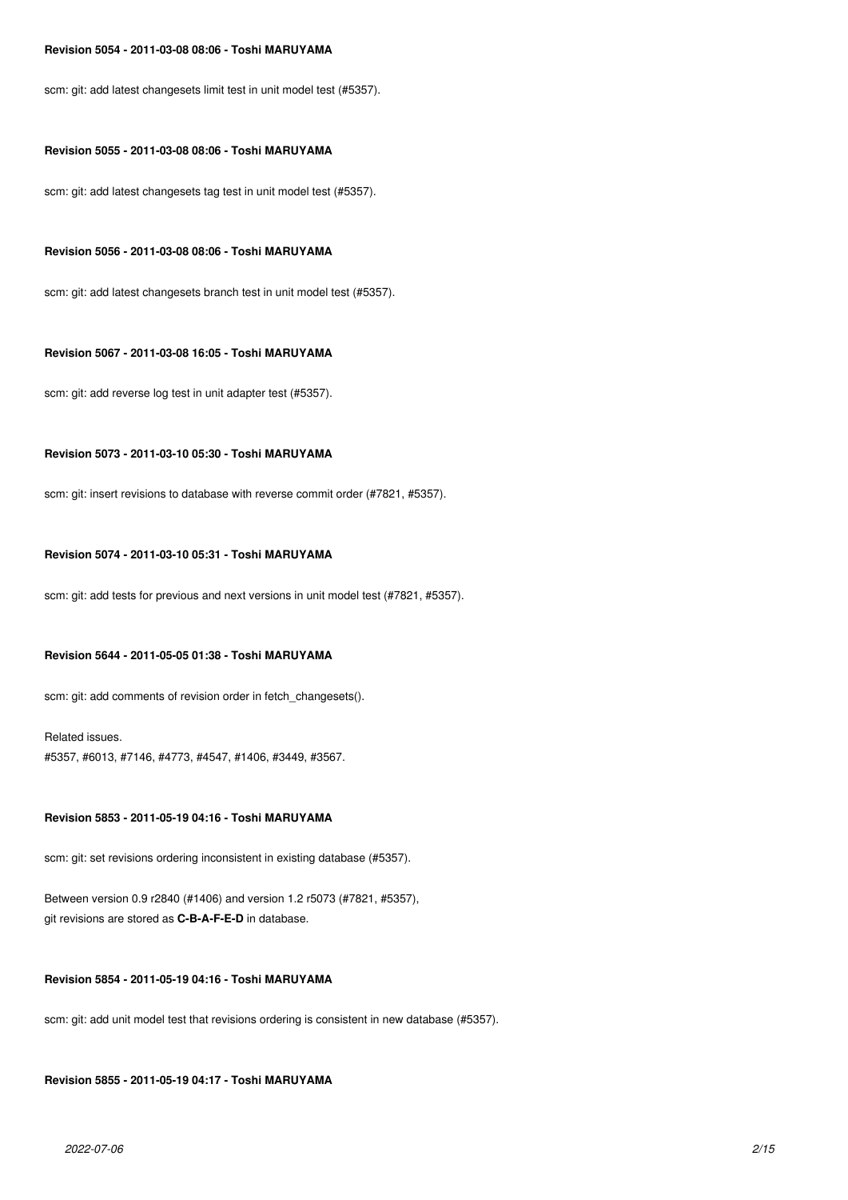**Revision 5054 - 2011-03-08 08:06 - Toshi MARUYAMA**

scm: git: add latest changesets limit test in unit model test (#5357).

**Revision 5055 - 2011-03-08 08:06 - Toshi MARUYAMA**

scm: git: add latest changesets tag test in unit model test (#5357).

**Revision 5056 - 2011-03-08 08:06 - Toshi MARUYAMA**

scm: git: add latest changesets branch test in unit model test (#5357).

**Revision 5067 - 2011-03-08 16:05 - Toshi MARUYAMA**

scm: git: add reverse log test in unit adapter test (#5357).

**Revision 5073 - 2011-03-10 05:30 - Toshi MARUYAMA**

scm: git: insert revisions to database with reverse commit order (#7821, #5357).

**Revision 5074 - 2011-03-10 05:31 - Toshi MARUYAMA**

scm: git: add tests for previous and next versions in unit model test (#7821, #5357).

**Revision 5644 - 2011-05-05 01:38 - Toshi MARUYAMA**

scm: git: add comments of revision order in fetch_changesets().

Related issues.
#5357, #6013, #7146, #4773, #4547, #1406, #3449, #3567.

**Revision 5853 - 2011-05-19 04:16 - Toshi MARUYAMA**

scm: git: set revisions ordering inconsistent in existing database (#5357).

Between version 0.9 r2840 (#1406) and version 1.2 r5073 (#7821, #5357),
git revisions are stored as **C-B-A-F-E-D** in database.

**Revision 5854 - 2011-05-19 04:16 - Toshi MARUYAMA**

scm: git: add unit model test that revisions ordering is consistent in new database (#5357).

**Revision 5855 - 2011-05-19 04:17 - Toshi MARUYAMA**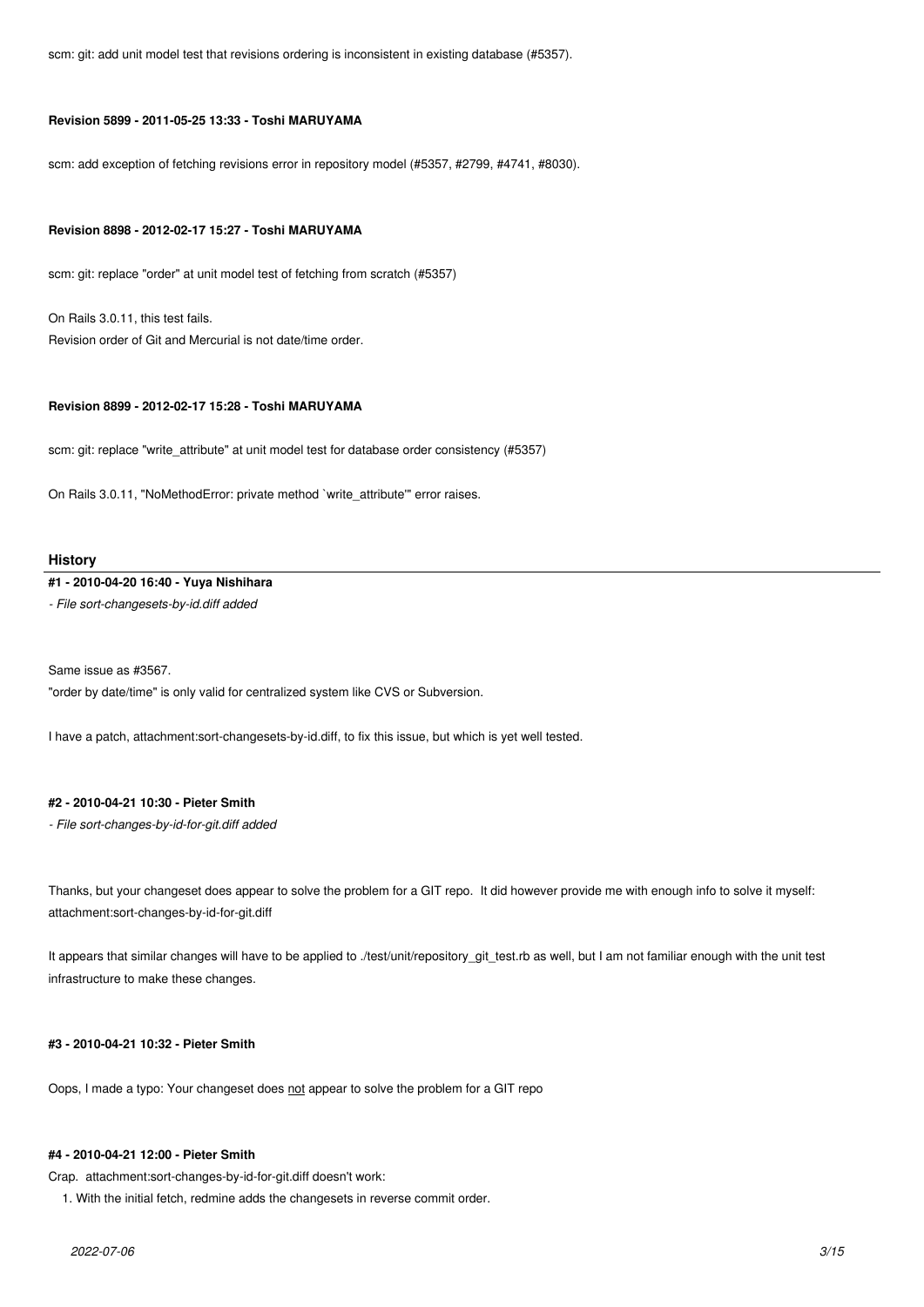scm: git: add unit model test that revisions ordering is inconsistent in existing database (#5357).

#### Revision 5899 - 2011-05-25 13:33 - Toshi MARUYAMA

scm: add exception of fetching revisions error in repository model (#5357, #2799, #4741, #8030).

#### Revision 8898 - 2012-02-17 15:27 - Toshi MARUYAMA

scm: git: replace "order" at unit model test of fetching from scratch (#5357)

On Rails 3.0.11, this test fails.
Revision order of Git and Mercurial is not date/time order.

#### Revision 8899 - 2012-02-17 15:28 - Toshi MARUYAMA

scm: git: replace "write_attribute" at unit model test for database order consistency (#5357)

On Rails 3.0.11, "NoMethodError: private method `write_attribute'" error raises.

### History

#### #1 - 2010-04-20 16:40 - Yuya Nishihara

*- File sort-changesets-by-id.diff added*

Same issue as #3567.
"order by date/time" is only valid for centralized system like CVS or Subversion.

I have a patch, attachment:sort-changesets-by-id.diff, to fix this issue, but which is yet well tested.

#### #2 - 2010-04-21 10:30 - Pieter Smith

*- File sort-changes-by-id-for-git.diff added*

Thanks, but your changeset does appear to solve the problem for a GIT repo. It did however provide me with enough info to solve it myself: attachment:sort-changes-by-id-for-git.diff

It appears that similar changes will have to be applied to ./test/unit/repository_git_test.rb as well, but I am not familiar enough with the unit test infrastructure to make these changes.

#### #3 - 2010-04-21 10:32 - Pieter Smith

Oops, I made a typo: Your changeset does not appear to solve the problem for a GIT repo

#### #4 - 2010-04-21 12:00 - Pieter Smith

Crap. attachment:sort-changes-by-id-for-git.diff doesn't work:

1. With the initial fetch, redmine adds the changesets in reverse commit order.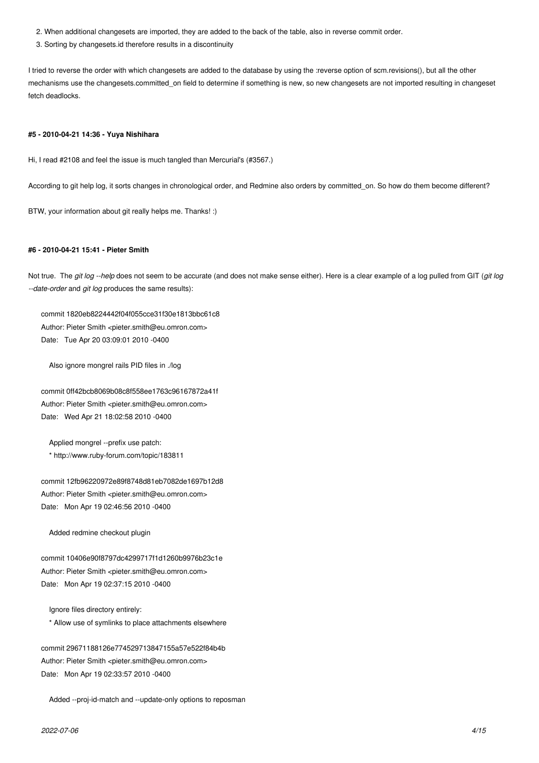2. When additional changesets are imported, they are added to the back of the table, also in reverse commit order.
3. Sorting by changesets.id therefore results in a discontinuity

I tried to reverse the order with which changesets are added to the database by using the :reverse option of scm.revisions(), but all the other mechanisms use the changesets.committed_on field to determine if something is new, so new changesets are not imported resulting in changeset fetch deadlocks.

#### #5 - 2010-04-21 14:36 - Yuya Nishihara

Hi, I read #2108 and feel the issue is much tangled than Mercurial's (#3567.)

According to git help log, it sorts changes in chronological order, and Redmine also orders by committed_on. So how do them become different?

BTW, your information about git really helps me. Thanks! :)

#### #6 - 2010-04-21 15:41 - Pieter Smith

Not true. The *git log --help* does not seem to be accurate (and does not make sense either). Here is a clear example of a log pulled from GIT (*git log --date-order* and *git log* produces the same results):

```
commit 1820eb8224442f04f055cce31f30e1813bbc61c8
Author: Pieter Smith <pieter.smith@eu.omron.com>
Date:   Tue Apr 20 03:09:01 2010 -0400

    Also ignore mongrel rails PID files in ./log

commit 0ff42bcb8069b08c8f558ee1763c96167872a41f
Author: Pieter Smith <pieter.smith@eu.omron.com>
Date:   Wed Apr 21 18:02:58 2010 -0400

    Applied mongrel --prefix use patch:
    * http://www.ruby-forum.com/topic/183811

commit 12fb96220972e89f8748d81eb7082de1697b12d8
Author: Pieter Smith <pieter.smith@eu.omron.com>
Date:   Mon Apr 19 02:46:56 2010 -0400

    Added redmine checkout plugin

commit 10406e90f8797dc4299717f1d1260b9976b23c1e
Author: Pieter Smith <pieter.smith@eu.omron.com>
Date:   Mon Apr 19 02:37:15 2010 -0400

    Ignore files directory entirely:
    * Allow use of symlinks to place attachments elsewhere

commit 29671188126e774529713847155a57e522f84b4b
Author: Pieter Smith <pieter.smith@eu.omron.com>
Date:   Mon Apr 19 02:33:57 2010 -0400

    Added --proj-id-match and --update-only options to reposman
```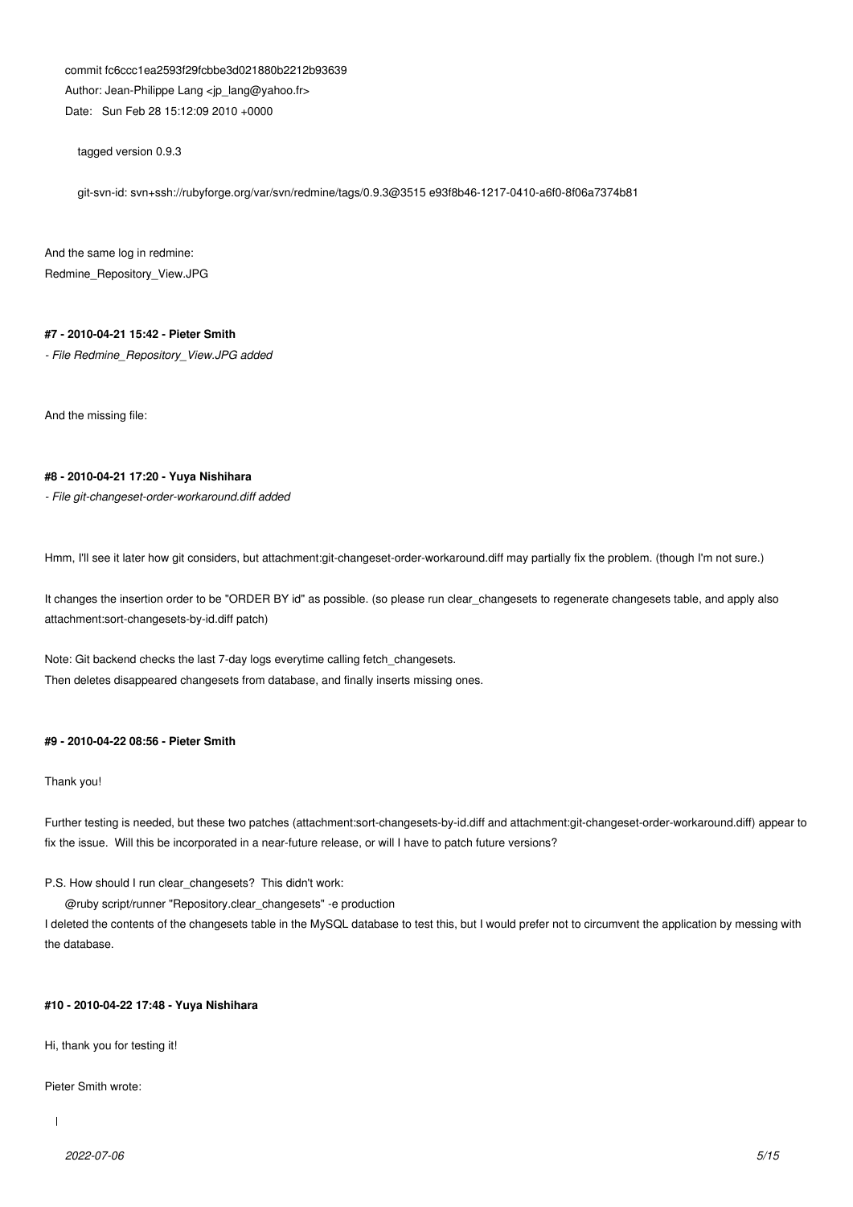```
commit fc6ccc1ea2593f29fcbbe3d021880b2212b93639
Author: Jean-Philippe Lang <jp_lang@yahoo.fr>
Date:   Sun Feb 28 15:12:09 2010 +0000

    tagged version 0.9.3

    git-svn-id: svn+ssh://rubyforge.org/var/svn/redmine/tags/0.9.3@3515 e93f8b46-1217-0410-a6f0-8f06a7374b81
```

And the same log in redmine:
Redmine_Repository_View.JPG

#### #7 - 2010-04-21 15:42 - Pieter Smith

*- File Redmine_Repository_View.JPG added*

And the missing file:

#### #8 - 2010-04-21 17:20 - Yuya Nishihara

*- File git-changeset-order-workaround.diff added*

Hmm, I'll see it later how git considers, but attachment:git-changeset-order-workaround.diff may partially fix the problem. (though I'm not sure.)

It changes the insertion order to be "ORDER BY id" as possible. (so please run clear_changesets to regenerate changesets table, and apply also attachment:sort-changesets-by-id.diff patch)

Note: Git backend checks the last 7-day logs everytime calling fetch_changesets.
Then deletes disappeared changesets from database, and finally inserts missing ones.

#### #9 - 2010-04-22 08:56 - Pieter Smith

Thank you!

Further testing is needed, but these two patches (attachment:sort-changesets-by-id.diff and attachment:git-changeset-order-workaround.diff) appear to fix the issue. Will this be incorporated in a near-future release, or will I have to patch future versions?

P.S. How should I run clear_changesets? This didn't work:

```
@ruby script/runner "Repository.clear_changesets" -e production
```

I deleted the contents of the changesets table in the MySQL database to test this, but I would prefer not to circumvent the application by messing with the database.

#### #10 - 2010-04-22 17:48 - Yuya Nishihara

Hi, thank you for testing it!

Pieter Smith wrote: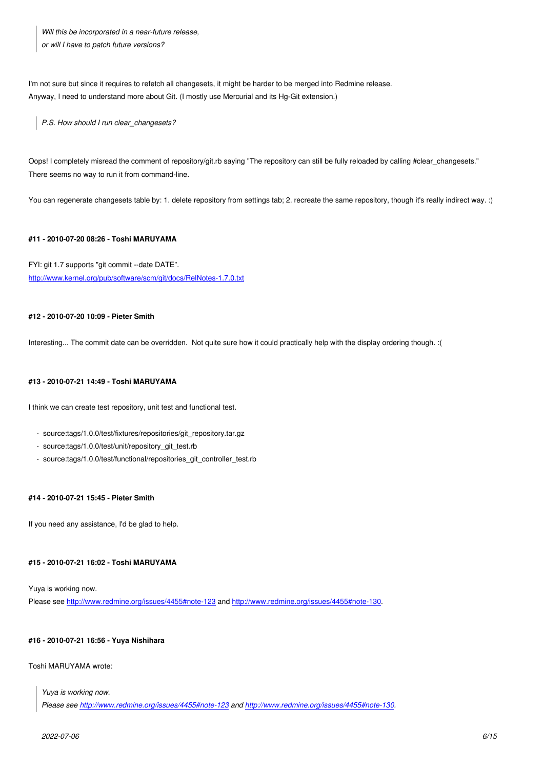> *Will this be incorporated in a near-future release,*
> *or will I have to patch future versions?*

I'm not sure but since it requires to refetch all changesets, it might be harder to be merged into Redmine release.
Anyway, I need to understand more about Git. (I mostly use Mercurial and its Hg-Git extension.)

> *P.S. How should I run clear_changesets?*

Oops! I completely misread the comment of repository/git.rb saying "The repository can still be fully reloaded by calling #clear_changesets."
There seems no way to run it from command-line.

You can regenerate changesets table by: 1. delete repository from settings tab; 2. recreate the same repository, though it's really indirect way. :)

#### #11 - 2010-07-20 08:26 - Toshi MARUYAMA

FYI: git 1.7 supports "git commit --date DATE".
http://www.kernel.org/pub/software/scm/git/docs/RelNotes-1.7.0.txt

#### #12 - 2010-07-20 10:09 - Pieter Smith

Interesting... The commit date can be overridden. Not quite sure how it could practically help with the display ordering though. :(

#### #13 - 2010-07-21 14:49 - Toshi MARUYAMA

I think we can create test repository, unit test and functional test.

- source:tags/1.0.0/test/fixtures/repositories/git_repository.tar.gz
- source:tags/1.0.0/test/unit/repository_git_test.rb
- source:tags/1.0.0/test/functional/repositories_git_controller_test.rb

#### #14 - 2010-07-21 15:45 - Pieter Smith

If you need any assistance, I'd be glad to help.

#### #15 - 2010-07-21 16:02 - Toshi MARUYAMA

Yuya is working now.
Please see http://www.redmine.org/issues/4455#note-123 and http://www.redmine.org/issues/4455#note-130.

#### #16 - 2010-07-21 16:56 - Yuya Nishihara

Toshi MARUYAMA wrote:

> *Yuya is working now.*
> *Please see http://www.redmine.org/issues/4455#note-123 and http://www.redmine.org/issues/4455#note-130.*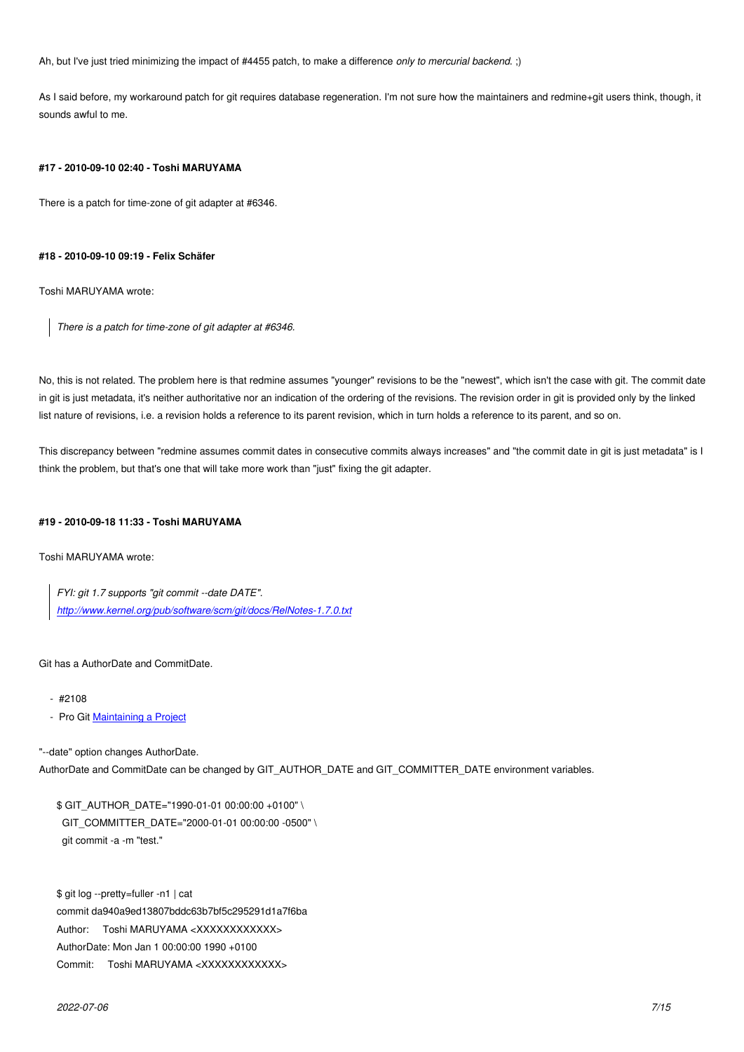Ah, but I've just tried minimizing the impact of #4455 patch, to make a difference *only to mercurial backend.* ;)

As I said before, my workaround patch for git requires database regeneration. I'm not sure how the maintainers and redmine+git users think, though, it sounds awful to me.

#### #17 - 2010-09-10 02:40 - Toshi MARUYAMA

There is a patch for time-zone of git adapter at #6346.

#### #18 - 2010-09-10 09:19 - Felix Schäfer

Toshi MARUYAMA wrote:

> *There is a patch for time-zone of git adapter at #6346.*

No, this is not related. The problem here is that redmine assumes "younger" revisions to be the "newest", which isn't the case with git. The commit date in git is just metadata, it's neither authoritative nor an indication of the ordering of the revisions. The revision order in git is provided only by the linked list nature of revisions, i.e. a revision holds a reference to its parent revision, which in turn holds a reference to its parent, and so on.

This discrepancy between "redmine assumes commit dates in consecutive commits always increases" and "the commit date in git is just metadata" is I think the problem, but that's one that will take more work than "just" fixing the git adapter.

#### #19 - 2010-09-18 11:33 - Toshi MARUYAMA

Toshi MARUYAMA wrote:

> *FYI: git 1.7 supports "git commit --date DATE".*
> *http://www.kernel.org/pub/software/scm/git/docs/RelNotes-1.7.0.txt*

Git has a AuthorDate and CommitDate.

- #2108
- Pro Git Maintaining a Project

"--date" option changes AuthorDate.
AuthorDate and CommitDate can be changed by GIT_AUTHOR_DATE and GIT_COMMITTER_DATE environment variables.

```
$ GIT_AUTHOR_DATE="1990-01-01 00:00:00 +0100" \
  GIT_COMMITTER_DATE="2000-01-01 00:00:00 -0500" \
  git commit -a -m "test."
```

```
$ git log --pretty=fuller -n1 | cat
commit da940a9ed13807bddc63b7bf5c295291d1a7f6ba
Author:     Toshi MARUYAMA <XXXXXXXXXXXX>
AuthorDate: Mon Jan 1 00:00:00 1990 +0100
Commit:     Toshi MARUYAMA <XXXXXXXXXXXX>
```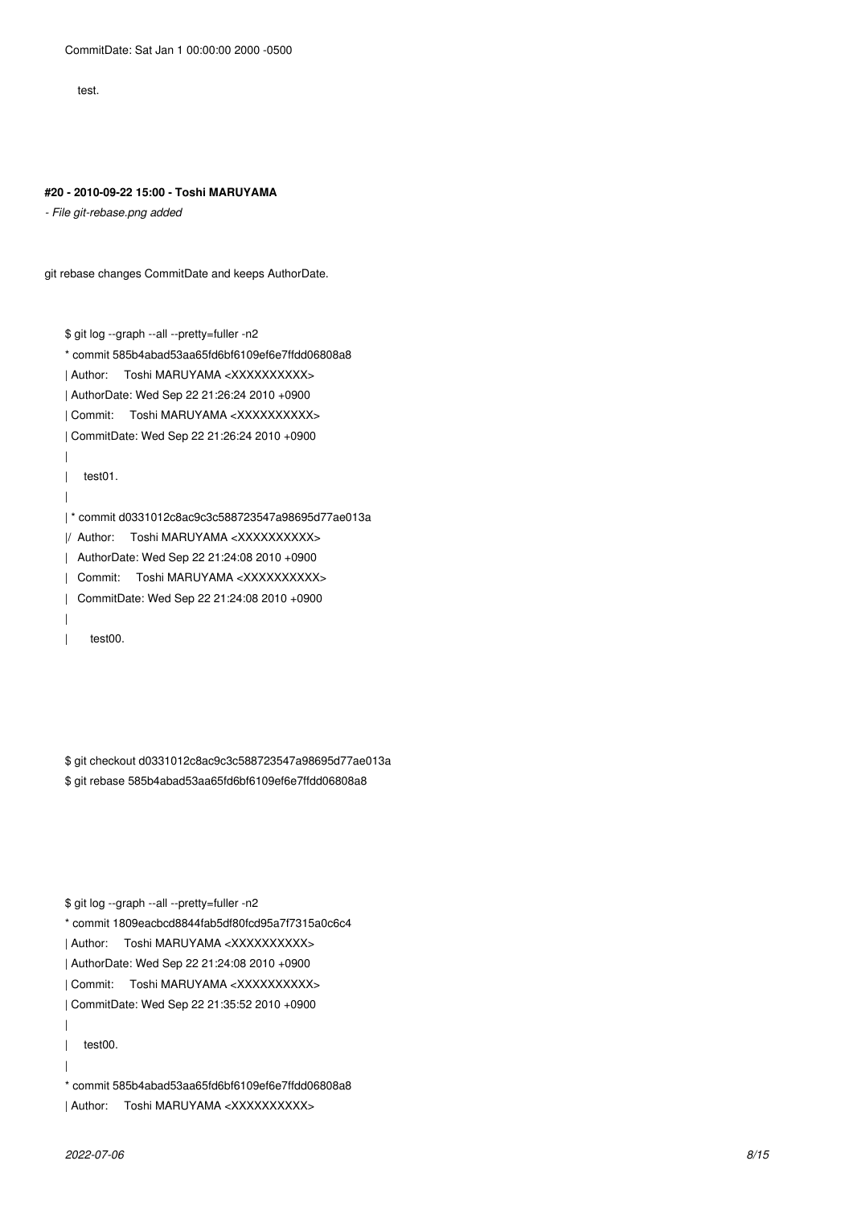```
CommitDate: Sat Jan 1 00:00:00 2000 -0500

    test.
```

#### #20 - 2010-09-22 15:00 - Toshi MARUYAMA

*- File git-rebase.png added*

git rebase changes CommitDate and keeps AuthorDate.

```
$ git log --graph --all --pretty=fuller -n2
* commit 585b4abad53aa65fd6bf6109ef6e7ffdd06808a8
| Author:     Toshi MARUYAMA <XXXXXXXXXX>
| AuthorDate: Wed Sep 22 21:26:24 2010 +0900
| Commit:     Toshi MARUYAMA <XXXXXXXXXX>
| CommitDate: Wed Sep 22 21:26:24 2010 +0900
|
|     test01.
|
| * commit d0331012c8ac9c3c588723547a98695d77ae013a
|/  Author:     Toshi MARUYAMA <XXXXXXXXXX>
|   AuthorDate: Wed Sep 22 21:24:08 2010 +0900
|   Commit:     Toshi MARUYAMA <XXXXXXXXXX>
|   CommitDate: Wed Sep 22 21:24:08 2010 +0900
|
|       test00.
```

```
$ git checkout d0331012c8ac9c3c588723547a98695d77ae013a
$ git rebase 585b4abad53aa65fd6bf6109ef6e7ffdd06808a8
```

```
$ git log --graph --all --pretty=fuller -n2
* commit 1809eacbcd8844fab5df80fcd95a7f7315a0c6c4
| Author:     Toshi MARUYAMA <XXXXXXXXXX>
| AuthorDate: Wed Sep 22 21:24:08 2010 +0900
| Commit:     Toshi MARUYAMA <XXXXXXXXXX>
| CommitDate: Wed Sep 22 21:35:52 2010 +0900
|
|     test00.
|
* commit 585b4abad53aa65fd6bf6109ef6e7ffdd06808a8
| Author:     Toshi MARUYAMA <XXXXXXXXXX>
```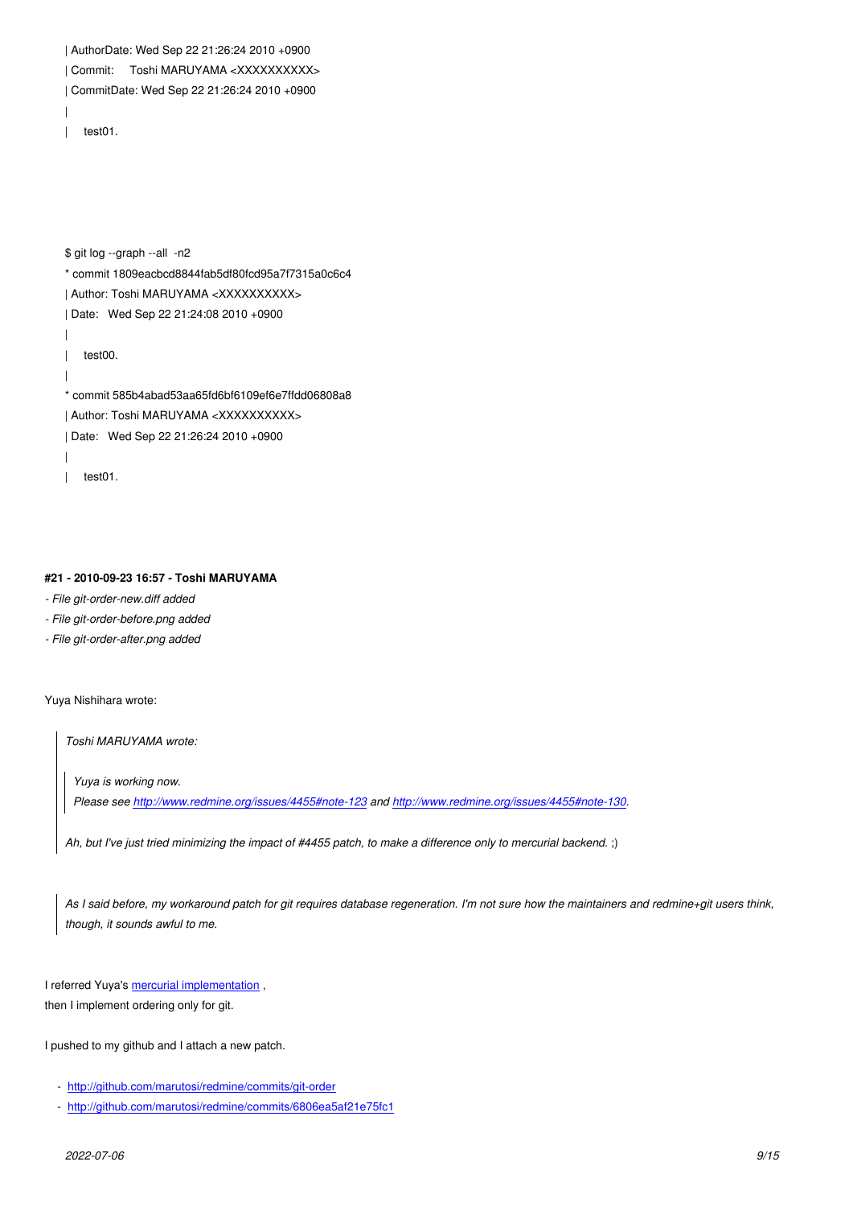```
| AuthorDate: Wed Sep 22 21:26:24 2010 +0900
| Commit:     Toshi MARUYAMA <XXXXXXXXXX>
| CommitDate: Wed Sep 22 21:26:24 2010 +0900
|
|     test01.
```

```
$ git log --graph --all  -n2
* commit 1809eacbcd8844fab5df80fcd95a7f7315a0c6c4
| Author: Toshi MARUYAMA <XXXXXXXXXX>
| Date:   Wed Sep 22 21:24:08 2010 +0900
|
|     test00.
|
* commit 585b4abad53aa65fd6bf6109ef6e7ffdd06808a8
| Author: Toshi MARUYAMA <XXXXXXXXXX>
| Date:   Wed Sep 22 21:26:24 2010 +0900
|
|     test01.
```

#### #21 - 2010-09-23 16:57 - Toshi MARUYAMA

- *File git-order-new.diff added*
- *File git-order-before.png added*
- *File git-order-after.png added*

Yuya Nishihara wrote:

> *Toshi MARUYAMA wrote:*
>
>> *Yuya is working now.*
>> *Please see http://www.redmine.org/issues/4455#note-123 and http://www.redmine.org/issues/4455#note-130.*
>
> *Ah, but I've just tried minimizing the impact of #4455 patch, to make a difference only to mercurial backend.* ;)

> *As I said before, my workaround patch for git requires database regeneration. I'm not sure how the maintainers and redmine+git users think, though, it sounds awful to me.*

I referred Yuya's mercurial implementation ,
then I implement ordering only for git.

I pushed to my github and I attach a new patch.

- http://github.com/marutosi/redmine/commits/git-order
- http://github.com/marutosi/redmine/commits/6806ea5af21e75fc1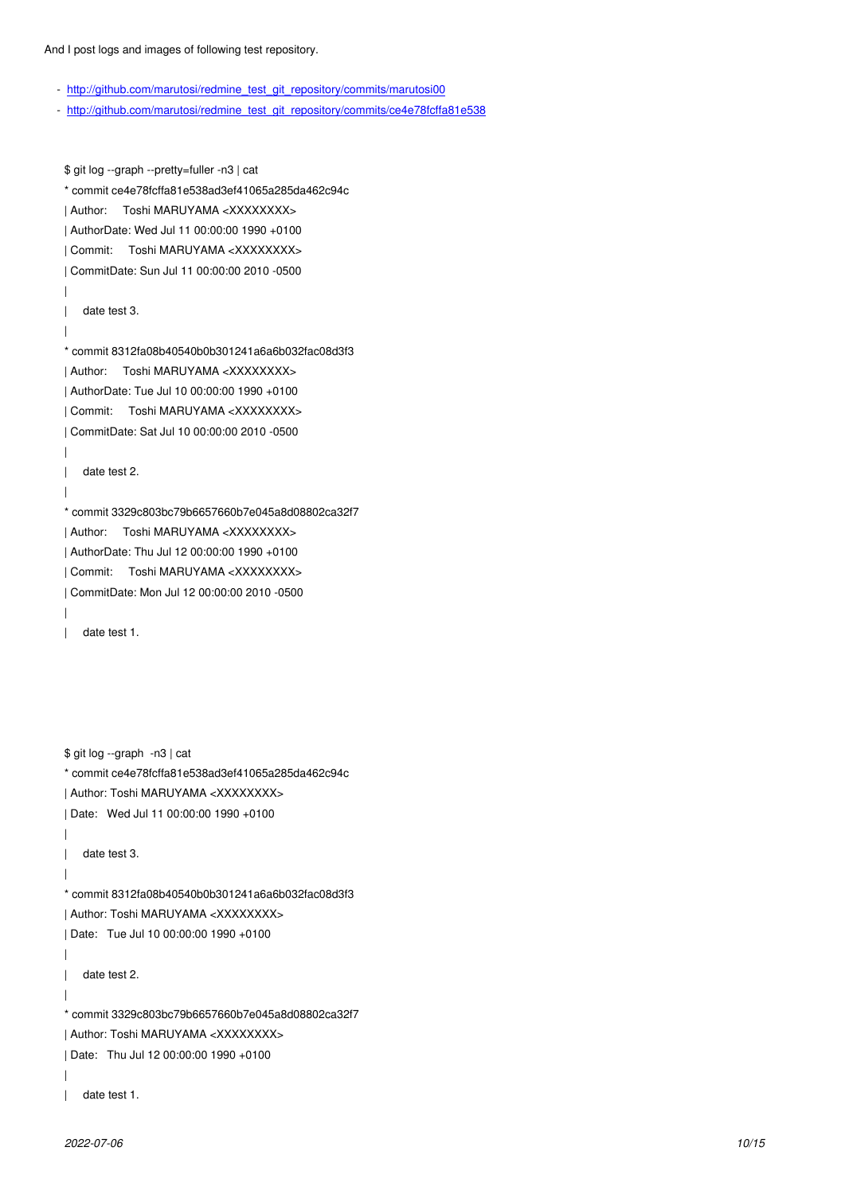And I post logs and images of following test repository.

- http://github.com/marutosi/redmine_test_git_repository/commits/marutosi00
- http://github.com/marutosi/redmine_test_git_repository/commits/ce4e78fcffa81e538

```
$ git log --graph --pretty=fuller -n3 | cat
* commit ce4e78fcffa81e538ad3ef41065a285da462c94c
| Author:     Toshi MARUYAMA <XXXXXXXX>
| AuthorDate: Wed Jul 11 00:00:00 1990 +0100
| Commit:     Toshi MARUYAMA <XXXXXXXX>
| CommitDate: Sun Jul 11 00:00:00 2010 -0500
|
|     date test 3.
|
* commit 8312fa08b40540b0b301241a6a6b032fac08d3f3
| Author:     Toshi MARUYAMA <XXXXXXXX>
| AuthorDate: Tue Jul 10 00:00:00 1990 +0100
| Commit:     Toshi MARUYAMA <XXXXXXXX>
| CommitDate: Sat Jul 10 00:00:00 2010 -0500
|
|     date test 2.
|
* commit 3329c803bc79b6657660b7e045a8d08802ca32f7
| Author:     Toshi MARUYAMA <XXXXXXXX>
| AuthorDate: Thu Jul 12 00:00:00 1990 +0100
| Commit:     Toshi MARUYAMA <XXXXXXXX>
| CommitDate: Mon Jul 12 00:00:00 2010 -0500
|
|     date test 1.
```

```
$ git log --graph  -n3 | cat
* commit ce4e78fcffa81e538ad3ef41065a285da462c94c
| Author: Toshi MARUYAMA <XXXXXXXX>
| Date:   Wed Jul 11 00:00:00 1990 +0100
|
|     date test 3.
|
* commit 8312fa08b40540b0b301241a6a6b032fac08d3f3
| Author: Toshi MARUYAMA <XXXXXXXX>
| Date:   Tue Jul 10 00:00:00 1990 +0100
|
|     date test 2.
|
* commit 3329c803bc79b6657660b7e045a8d08802ca32f7
| Author: Toshi MARUYAMA <XXXXXXXX>
| Date:   Thu Jul 12 00:00:00 1990 +0100
|
|     date test 1.
```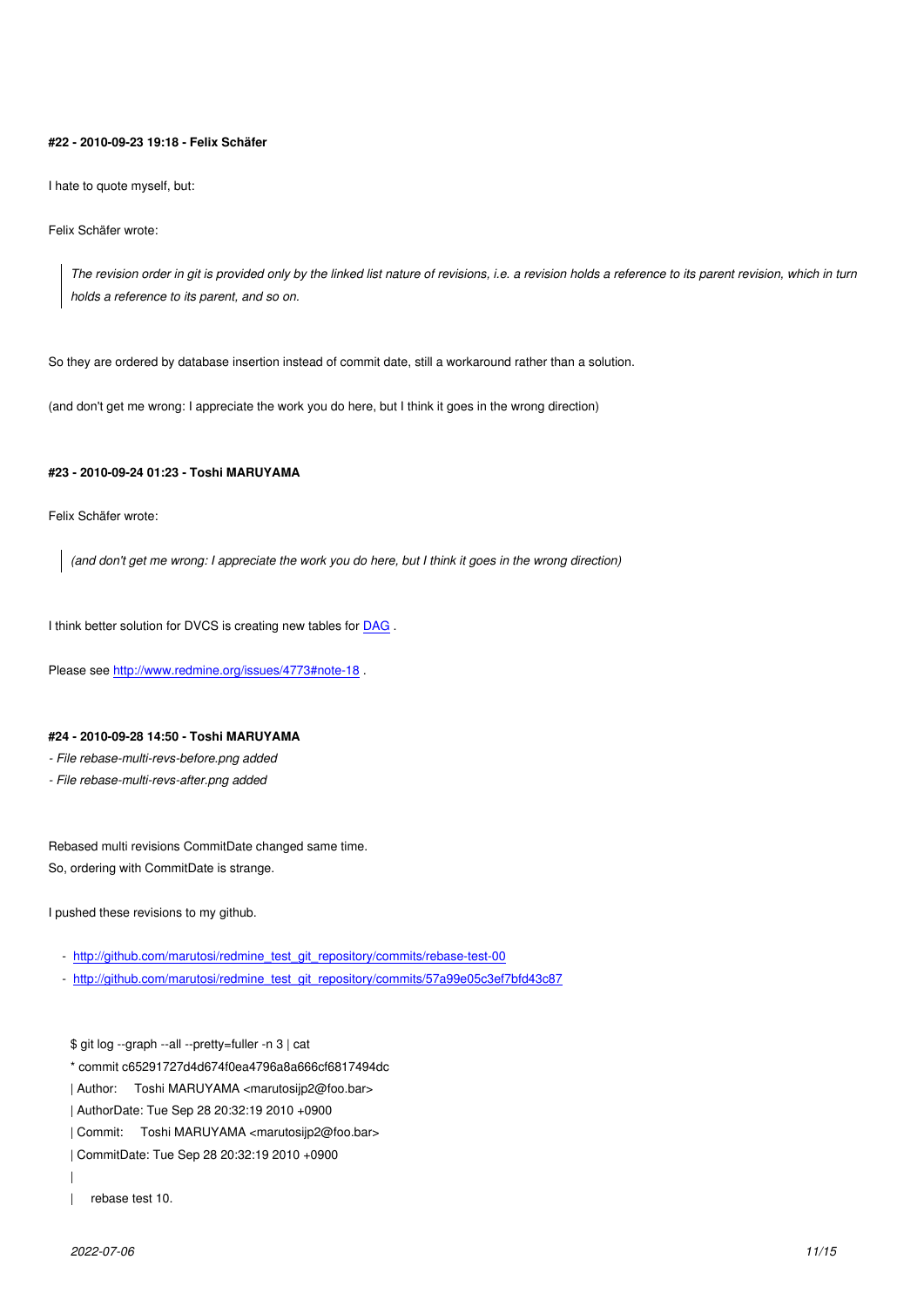#### #22 - 2010-09-23 19:18 - Felix Schäfer

I hate to quote myself, but:

Felix Schäfer wrote:

> *The revision order in git is provided only by the linked list nature of revisions, i.e. a revision holds a reference to its parent revision, which in turn holds a reference to its parent, and so on.*

So they are ordered by database insertion instead of commit date, still a workaround rather than a solution.

(and don't get me wrong: I appreciate the work you do here, but I think it goes in the wrong direction)

#### #23 - 2010-09-24 01:23 - Toshi MARUYAMA

Felix Schäfer wrote:

> *(and don't get me wrong: I appreciate the work you do here, but I think it goes in the wrong direction)*

I think better solution for DVCS is creating new tables for [DAG](DAG) .

Please see [http://www.redmine.org/issues/4773#note-18](http://www.redmine.org/issues/4773#note-18) .

#### #24 - 2010-09-28 14:50 - Toshi MARUYAMA

- *File rebase-multi-revs-before.png added*
- *File rebase-multi-revs-after.png added*

Rebased multi revisions CommitDate changed same time.
So, ordering with CommitDate is strange.

I pushed these revisions to my github.

- [http://github.com/marutosi/redmine_test_git_repository/commits/rebase-test-00](http://github.com/marutosi/redmine_test_git_repository/commits/rebase-test-00)
- [http://github.com/marutosi/redmine_test_git_repository/commits/57a99e05c3ef7bfd43c87](http://github.com/marutosi/redmine_test_git_repository/commits/57a99e05c3ef7bfd43c87)

```
$ git log --graph --all --pretty=fuller -n 3 | cat
* commit c65291727d4d674f0ea4796a8a666cf6817494dc
| Author:     Toshi MARUYAMA <marutosijp2@foo.bar>
| AuthorDate: Tue Sep 28 20:32:19 2010 +0900
| Commit:     Toshi MARUYAMA <marutosijp2@foo.bar>
| CommitDate: Tue Sep 28 20:32:19 2010 +0900
|
|     rebase test 10.
```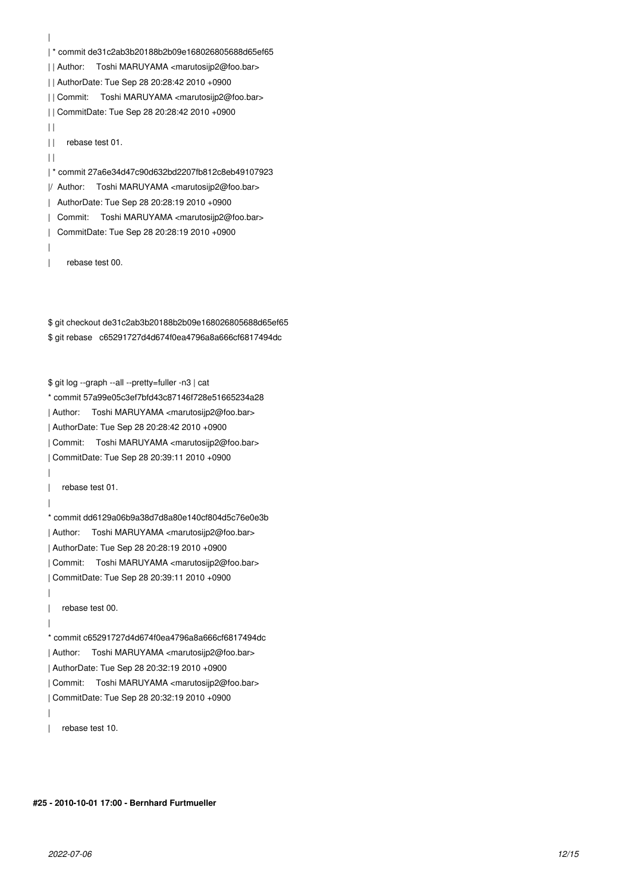```
|
| * commit de31c2ab3b20188b2b09e168026805688d65ef65
| | Author:     Toshi MARUYAMA <marutosijp2@foo.bar>
| | AuthorDate: Tue Sep 28 20:28:42 2010 +0900
| | Commit:     Toshi MARUYAMA <marutosijp2@foo.bar>
| | CommitDate: Tue Sep 28 20:28:42 2010 +0900
| |
| |     rebase test 01.
| |
| * commit 27a6e34d47c90d632bd2207fb812c8eb49107923
|/  Author:     Toshi MARUYAMA <marutosijp2@foo.bar>
|   AuthorDate: Tue Sep 28 20:28:19 2010 +0900
|   Commit:     Toshi MARUYAMA <marutosijp2@foo.bar>
|   CommitDate: Tue Sep 28 20:28:19 2010 +0900
|
|       rebase test 00.
```

```
$ git checkout de31c2ab3b20188b2b09e168026805688d65ef65
$ git rebase   c65291727d4d674f0ea4796a8a666cf6817494dc
```

```
$ git log --graph --all --pretty=fuller -n3 | cat
* commit 57a99e05c3ef7bfd43c87146f728e51665234a28
| Author:     Toshi MARUYAMA <marutosijp2@foo.bar>
| AuthorDate: Tue Sep 28 20:28:42 2010 +0900
| Commit:     Toshi MARUYAMA <marutosijp2@foo.bar>
| CommitDate: Tue Sep 28 20:39:11 2010 +0900
|
|     rebase test 01.
|
* commit dd6129a06b9a38d7d8a80e140cf804d5c76e0e3b
| Author:     Toshi MARUYAMA <marutosijp2@foo.bar>
| AuthorDate: Tue Sep 28 20:28:19 2010 +0900
| Commit:     Toshi MARUYAMA <marutosijp2@foo.bar>
| CommitDate: Tue Sep 28 20:39:11 2010 +0900
|
|     rebase test 00.
|
* commit c65291727d4d674f0ea4796a8a666cf6817494dc
| Author:     Toshi MARUYAMA <marutosijp2@foo.bar>
| AuthorDate: Tue Sep 28 20:32:19 2010 +0900
| Commit:     Toshi MARUYAMA <marutosijp2@foo.bar>
| CommitDate: Tue Sep 28 20:32:19 2010 +0900
|
|     rebase test 10.
```

**#25 - 2010-10-01 17:00 - Bernhard Furtmueller**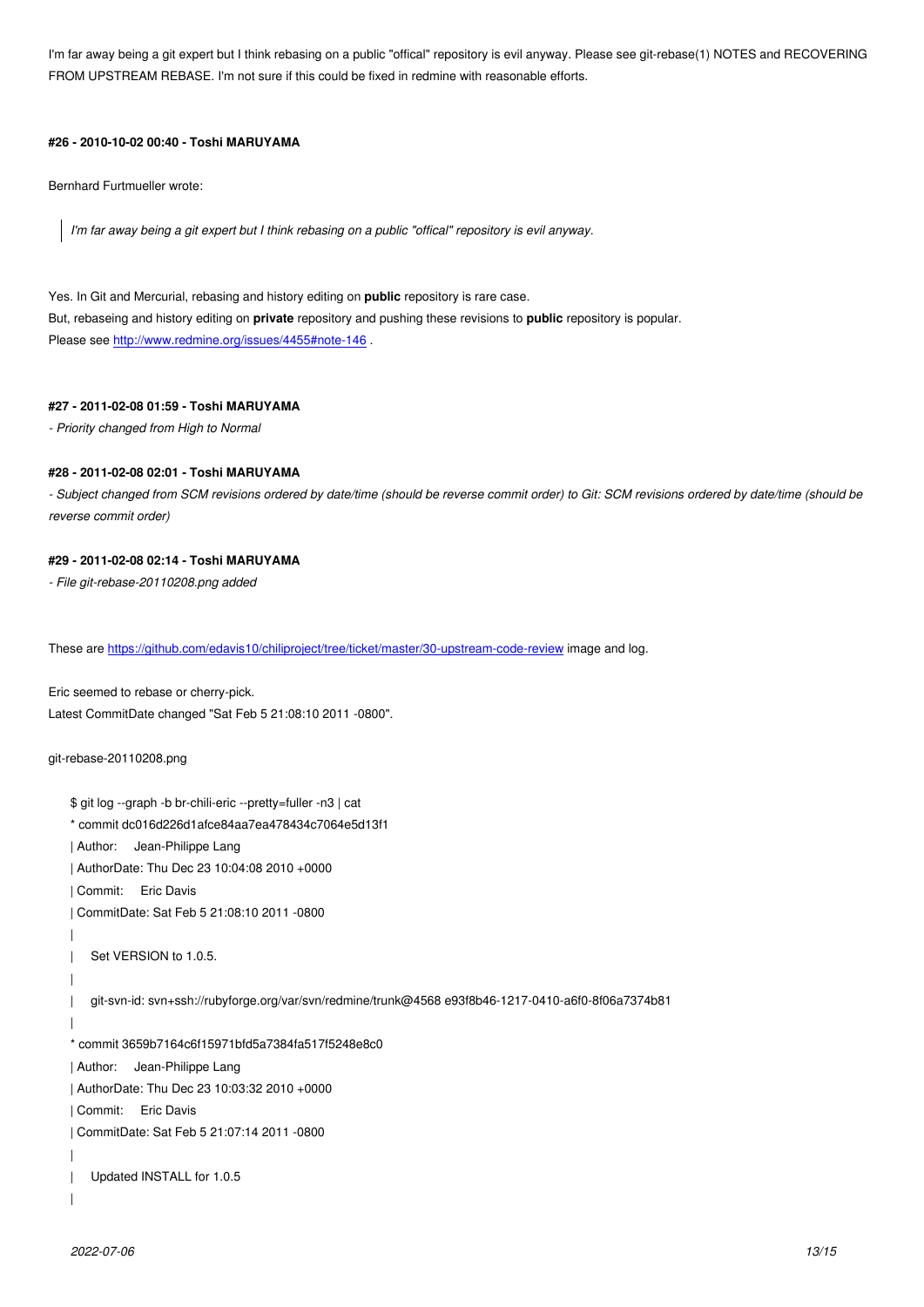I'm far away being a git expert but I think rebasing on a public "offical" repository is evil anyway. Please see git-rebase(1) NOTES and RECOVERING FROM UPSTREAM REBASE. I'm not sure if this could be fixed in redmine with reasonable efforts.

#### #26 - 2010-10-02 00:40 - Toshi MARUYAMA

Bernhard Furtmueller wrote:

> *I'm far away being a git expert but I think rebasing on a public "offical" repository is evil anyway.*

Yes. In Git and Mercurial, rebasing and history editing on **public** repository is rare case.
But, rebaseing and history editing on **private** repository and pushing these revisions to **public** repository is popular.
Please see http://www.redmine.org/issues/4455#note-146 .

#### #27 - 2011-02-08 01:59 - Toshi MARUYAMA

*- Priority changed from High to Normal*

#### #28 - 2011-02-08 02:01 - Toshi MARUYAMA

*- Subject changed from SCM revisions ordered by date/time (should be reverse commit order) to Git: SCM revisions ordered by date/time (should be reverse commit order)*

#### #29 - 2011-02-08 02:14 - Toshi MARUYAMA

*- File git-rebase-20110208.png added*

These are https://github.com/edavis10/chiliproject/tree/ticket/master/30-upstream-code-review image and log.

Eric seemed to rebase or cherry-pick.
Latest CommitDate changed "Sat Feb 5 21:08:10 2011 -0800".

git-rebase-20110208.png

```
$ git log --graph -b br-chili-eric --pretty=fuller -n3 | cat
* commit dc016d226d1afce84aa7ea478434c7064e5d13f1
| Author:     Jean-Philippe Lang
| AuthorDate: Thu Dec 23 10:04:08 2010 +0000
| Commit:     Eric Davis
| CommitDate: Sat Feb 5 21:08:10 2011 -0800
|
|     Set VERSION to 1.0.5.
|
|     git-svn-id: svn+ssh://rubyforge.org/var/svn/redmine/trunk@4568 e93f8b46-1217-0410-a6f0-8f06a7374b81
|
* commit 3659b7164c6f15971bfd5a7384fa517f5248e8c0
| Author:     Jean-Philippe Lang
| AuthorDate: Thu Dec 23 10:03:32 2010 +0000
| Commit:     Eric Davis
| CommitDate: Sat Feb 5 21:07:14 2011 -0800
|
|     Updated INSTALL for 1.0.5
|
```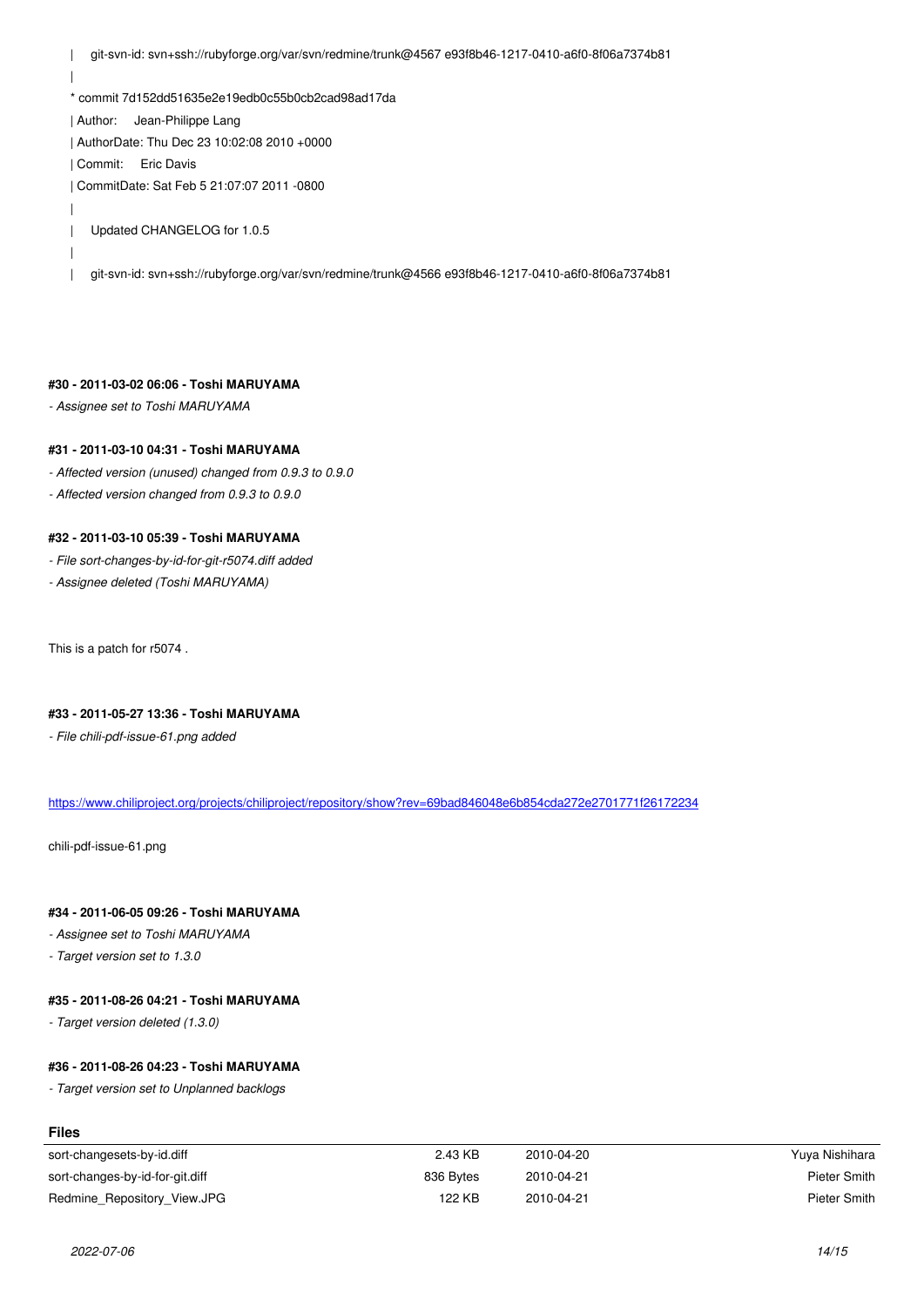```
|     git-svn-id: svn+ssh://rubyforge.org/var/svn/redmine/trunk@4567 e93f8b46-1217-0410-a6f0-8f06a7374b81
|
* commit 7d152dd51635e2e19edb0c55b0cb2cad98ad17da
| Author:     Jean-Philippe Lang
| AuthorDate: Thu Dec 23 10:02:08 2010 +0000
| Commit:     Eric Davis
| CommitDate: Sat Feb 5 21:07:07 2011 -0800
|
|     Updated CHANGELOG for 1.0.5
|
|     git-svn-id: svn+ssh://rubyforge.org/var/svn/redmine/trunk@4566 e93f8b46-1217-0410-a6f0-8f06a7374b81
```

**#30 - 2011-03-02 06:06 - Toshi MARUYAMA**

*- Assignee set to Toshi MARUYAMA*

**#31 - 2011-03-10 04:31 - Toshi MARUYAMA**

*- Affected version (unused) changed from 0.9.3 to 0.9.0*

*- Affected version changed from 0.9.3 to 0.9.0*

**#32 - 2011-03-10 05:39 - Toshi MARUYAMA**

*- File sort-changes-by-id-for-git-r5074.diff added*

*- Assignee deleted (Toshi MARUYAMA)*

This is a patch for r5074 .

**#33 - 2011-05-27 13:36 - Toshi MARUYAMA**

*- File chili-pdf-issue-61.png added*

https://www.chiliproject.org/projects/chiliproject/repository/show?rev=69bad846048e6b854cda272e2701771f26172234

chili-pdf-issue-61.png

**#34 - 2011-06-05 09:26 - Toshi MARUYAMA**

*- Assignee set to Toshi MARUYAMA*

*- Target version set to 1.3.0*

**#35 - 2011-08-26 04:21 - Toshi MARUYAMA**

*- Target version deleted (1.3.0)*

**#36 - 2011-08-26 04:23 - Toshi MARUYAMA**

*- Target version set to Unplanned backlogs*

**Files**

| | | | |
|---|---|---|---|
| sort-changesets-by-id.diff | 2.43 KB | 2010-04-20 | Yuya Nishihara |
| sort-changes-by-id-for-git.diff | 836 Bytes | 2010-04-21 | Pieter Smith |
| Redmine_Repository_View.JPG | 122 KB | 2010-04-21 | Pieter Smith |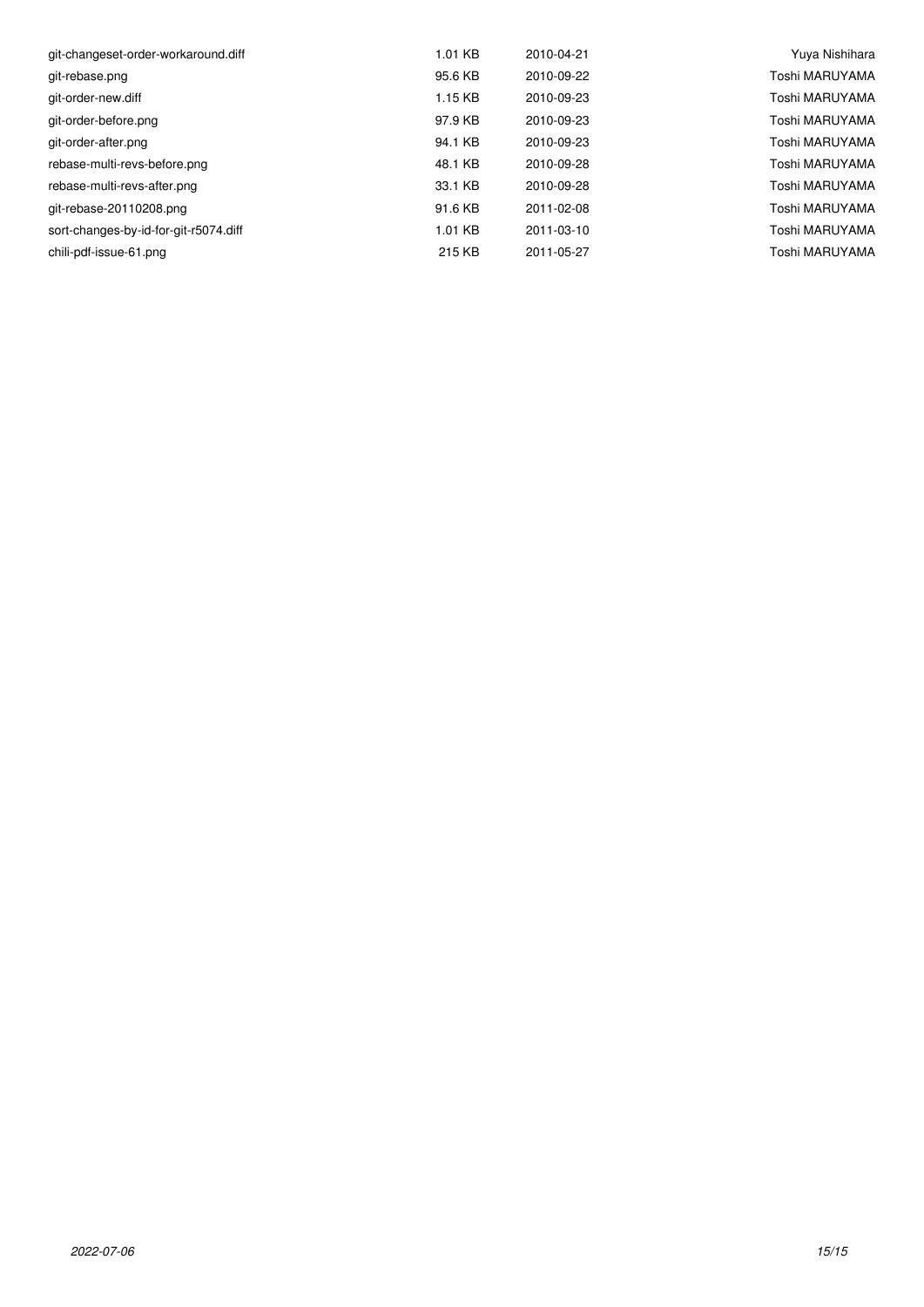| | | | |
|---|---|---|---|
| git-changeset-order-workaround.diff | 1.01 KB | 2010-04-21 | Yuya Nishihara |
| git-rebase.png | 95.6 KB | 2010-09-22 | Toshi MARUYAMA |
| git-order-new.diff | 1.15 KB | 2010-09-23 | Toshi MARUYAMA |
| git-order-before.png | 97.9 KB | 2010-09-23 | Toshi MARUYAMA |
| git-order-after.png | 94.1 KB | 2010-09-23 | Toshi MARUYAMA |
| rebase-multi-revs-before.png | 48.1 KB | 2010-09-28 | Toshi MARUYAMA |
| rebase-multi-revs-after.png | 33.1 KB | 2010-09-28 | Toshi MARUYAMA |
| git-rebase-20110208.png | 91.6 KB | 2011-02-08 | Toshi MARUYAMA |
| sort-changes-by-id-for-git-r5074.diff | 1.01 KB | 2011-03-10 | Toshi MARUYAMA |
| chili-pdf-issue-61.png | 215 KB | 2011-05-27 | Toshi MARUYAMA |